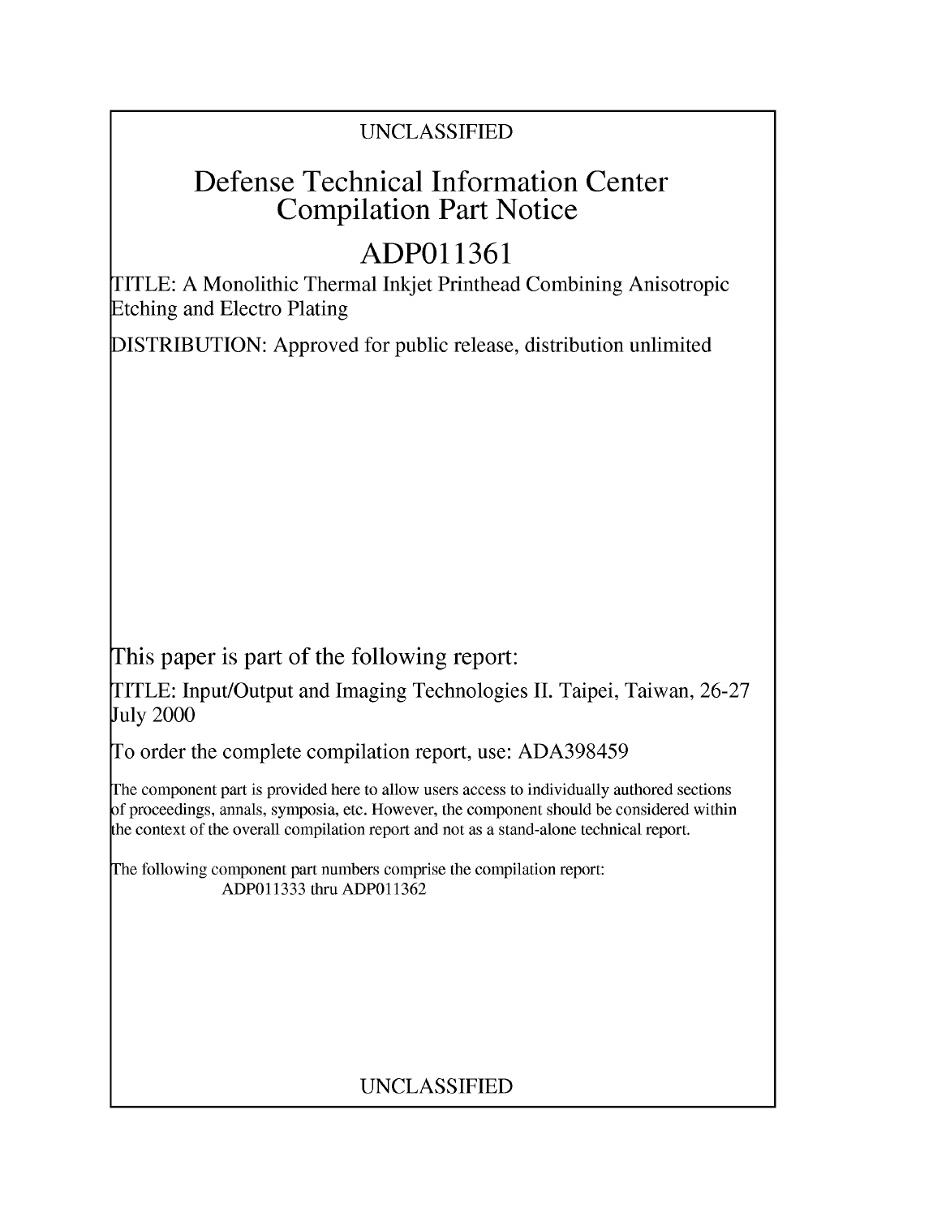UNCLASSIFIED

# Defense Technical Information Center Compilation Part Notice

# ADP011361

TITLE: A Monolithic Thermal Inkjet Printhead Combining Anisotropic Etching and Electro Plating

DISTRIBUTION: Approved for public release, distribution unlimited

This paper is part of the following report:

TITLE: Input/Output and Imaging Technologies II. Taipei, Taiwan, 26-27 July 2000

To order the complete compilation report, use: ADA398459

The component part is provided here to allow users access to individually authored sections of proceedings, annals, symposia, etc. However, the component should be considered within the context of the overall compilation report and not as a stand-alone technical report.

The following component part numbers comprise the compilation report:
ADP011333 thru ADP011362

UNCLASSIFIED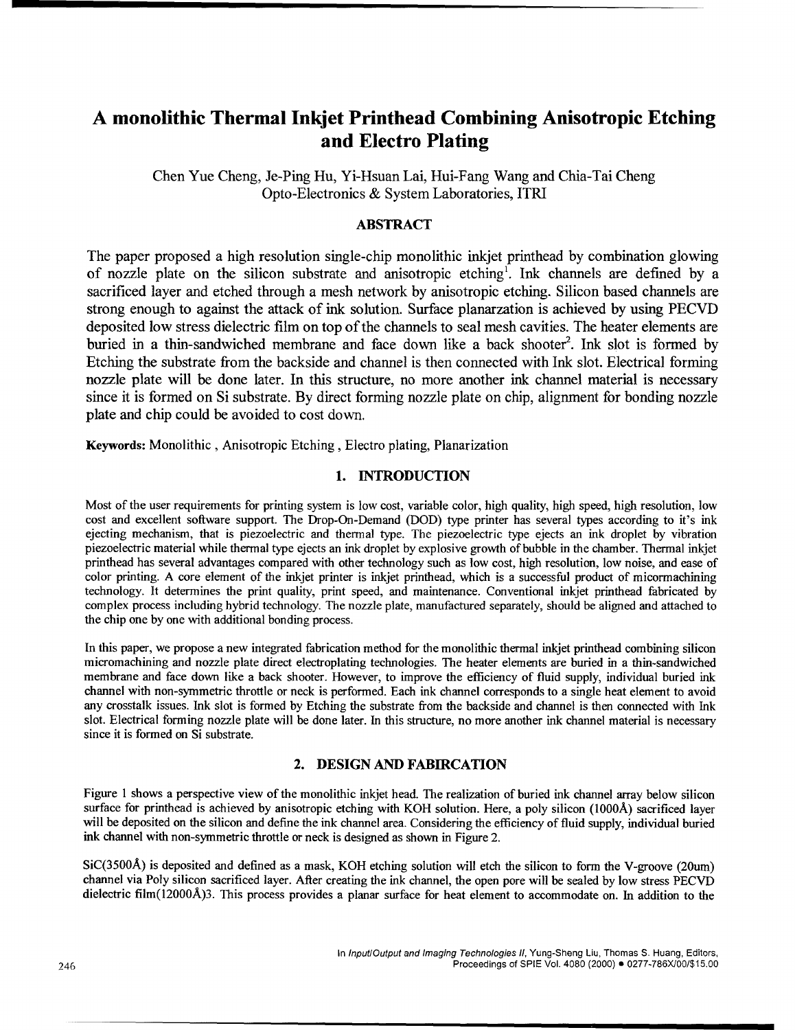# A monolithic Thermal Inkjet Printhead Combining Anisotropic Etching and Electro Plating

Chen Yue Cheng, Je-Ping Hu, Yi-Hsuan Lai, Hui-Fang Wang and Chia-Tai Cheng
Opto-Electronics & System Laboratories, ITRI

## ABSTRACT

The paper proposed a high resolution single-chip monolithic inkjet printhead by combination glowing of nozzle plate on the silicon substrate and anisotropic etching[1]. Ink channels are defined by a sacrificed layer and etched through a mesh network by anisotropic etching. Silicon based channels are strong enough to against the attack of ink solution. Surface planarzation is achieved by using PECVD deposited low stress dielectric film on top of the channels to seal mesh cavities. The heater elements are buried in a thin-sandwiched membrane and face down like a back shooter[2]. Ink slot is formed by Etching the substrate from the backside and channel is then connected with Ink slot. Electrical forming nozzle plate will be done later. In this structure, no more another ink channel material is necessary since it is formed on Si substrate. By direct forming nozzle plate on chip, alignment for bonding nozzle plate and chip could be avoided to cost down.

**Keywords:** Monolithic , Anisotropic Etching , Electro plating, Planarization

## 1. INTRODUCTION

Most of the user requirements for printing system is low cost, variable color, high quality, high speed, high resolution, low cost and excellent software support. The Drop-On-Demand (DOD) type printer has several types according to it's ink ejecting mechanism, that is piezoelectric and thermal type. The piezoelectric type ejects an ink droplet by vibration piezoelectric material while thermal type ejects an ink droplet by explosive growth of bubble in the chamber. Thermal inkjet printhead has several advantages compared with other technology such as low cost, high resolution, low noise, and ease of color printing. A core element of the inkjet printer is inkjet printhead, which is a successful product of micormachining technology. It determines the print quality, print speed, and maintenance. Conventional inkjet printhead fabricated by complex process including hybrid technology. The nozzle plate, manufactured separately, should be aligned and attached to the chip one by one with additional bonding process.

In this paper, we propose a new integrated fabrication method for the monolithic thermal inkjet printhead combining silicon micromachining and nozzle plate direct electroplating technologies. The heater elements are buried in a thin-sandwiched membrane and face down like a back shooter. However, to improve the efficiency of fluid supply, individual buried ink channel with non-symmetric throttle or neck is performed. Each ink channel corresponds to a single heat element to avoid any crosstalk issues. Ink slot is formed by Etching the substrate from the backside and channel is then connected with Ink slot. Electrical forming nozzle plate will be done later. In this structure, no more another ink channel material is necessary since it is formed on Si substrate.

## 2. DESIGN AND FABIRCATION

Figure 1 shows a perspective view of the monolithic inkjet head. The realization of buried ink channel array below silicon surface for printhead is achieved by anisotropic etching with KOH solution. Here, a poly silicon (1000Å) sacrificed layer will be deposited on the silicon and define the ink channel area. Considering the efficiency of fluid supply, individual buried ink channel with non-symmetric throttle or neck is designed as shown in Figure 2.

SiC(3500Å) is deposited and defined as a mask, KOH etching solution will etch the silicon to form the V-groove (20um) channel via Poly silicon sacrificed layer. After creating the ink channel, the open pore will be sealed by low stress PECVD dielectric film(12000Å)3. This process provides a planar surface for heat element to accommodate on. In addition to the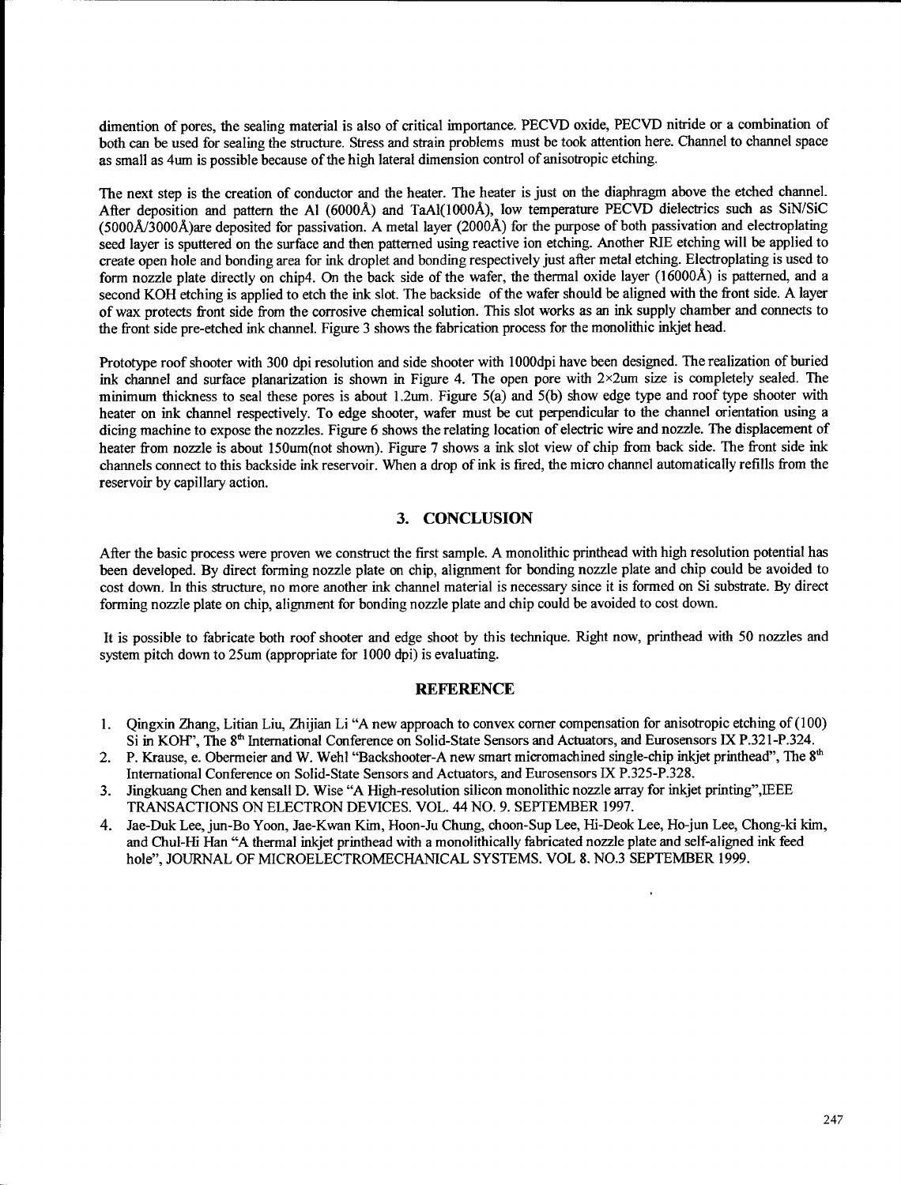dimention of pores, the sealing material is also of critical importance. PECVD oxide, PECVD nitride or a combination of both can be used for sealing the structure. Stress and strain problems must be took attention here. Channel to channel space as small as 4um is possible because of the high lateral dimension control of anisotropic etching.

The next step is the creation of conductor and the heater. The heater is just on the diaphragm above the etched channel. After deposition and pattern the Al (6000Å) and TaAl(1000Å), low temperature PECVD dielectrics such as SiN/SiC (5000Å/3000Å)are deposited for passivation. A metal layer (2000Å) for the purpose of both passivation and electroplating seed layer is sputtered on the surface and then patterned using reactive ion etching. Another RIE etching will be applied to create open hole and bonding area for ink droplet and bonding respectively just after metal etching. Electroplating is used to form nozzle plate directly on chip4. On the back side of the wafer, the thermal oxide layer (16000Å) is patterned, and a second KOH etching is applied to etch the ink slot. The backside of the wafer should be aligned with the front side. A layer of wax protects front side from the corrosive chemical solution. This slot works as an ink supply chamber and connects to the front side pre-etched ink channel. Figure 3 shows the fabrication process for the monolithic inkjet head.

Prototype roof shooter with 300 dpi resolution and side shooter with 1000dpi have been designed. The realization of buried ink channel and surface planarization is shown in Figure 4. The open pore with 2×2um size is completely sealed. The minimum thickness to seal these pores is about 1.2um. Figure 5(a) and 5(b) show edge type and roof type shooter with heater on ink channel respectively. To edge shooter, wafer must be cut perpendicular to the channel orientation using a dicing machine to expose the nozzles. Figure 6 shows the relating location of electric wire and nozzle. The displacement of heater from nozzle is about 150um(not shown). Figure 7 shows a ink slot view of chip from back side. The front side ink channels connect to this backside ink reservoir. When a drop of ink is fired, the micro channel automatically refills from the reservoir by capillary action.

## 3. CONCLUSION

After the basic process were proven we construct the first sample. A monolithic printhead with high resolution potential has been developed. By direct forming nozzle plate on chip, alignment for bonding nozzle plate and chip could be avoided to cost down. In this structure, no more another ink channel material is necessary since it is formed on Si substrate. By direct forming nozzle plate on chip, alignment for bonding nozzle plate and chip could be avoided to cost down.

It is possible to fabricate both roof shooter and edge shoot by this technique. Right now, printhead with 50 nozzles and system pitch down to 25um (appropriate for 1000 dpi) is evaluating.

## REFERENCE

1. Qingxin Zhang, Litian Liu, Zhijian Li "A new approach to convex corner compensation for anisotropic etching of (100) Si in KOH", The 8th International Conference on Solid-State Sensors and Actuators, and Eurosensors IX P.321-P.324.
2. P. Krause, e. Obermeier and W. Wehl "Backshooter-A new smart micromachined single-chip inkjet printhead", The 8th International Conference on Solid-State Sensors and Actuators, and Eurosensors IX P.325-P.328.
3. Jingkuang Chen and kensall D. Wise "A High-resolution silicon monolithic nozzle array for inkjet printing",IEEE TRANSACTIONS ON ELECTRON DEVICES. VOL. 44 NO. 9. SEPTEMBER 1997.
4. Jae-Duk Lee, jun-Bo Yoon, Jae-Kwan Kim, Hoon-Ju Chung, choon-Sup Lee, Hi-Deok Lee, Ho-jun Lee, Chong-ki kim, and Chul-Hi Han "A thermal inkjet printhead with a monolithically fabricated nozzle plate and self-aligned ink feed hole", JOURNAL OF MICROELECTROMECHANICAL SYSTEMS. VOL 8. NO.3 SEPTEMBER 1999.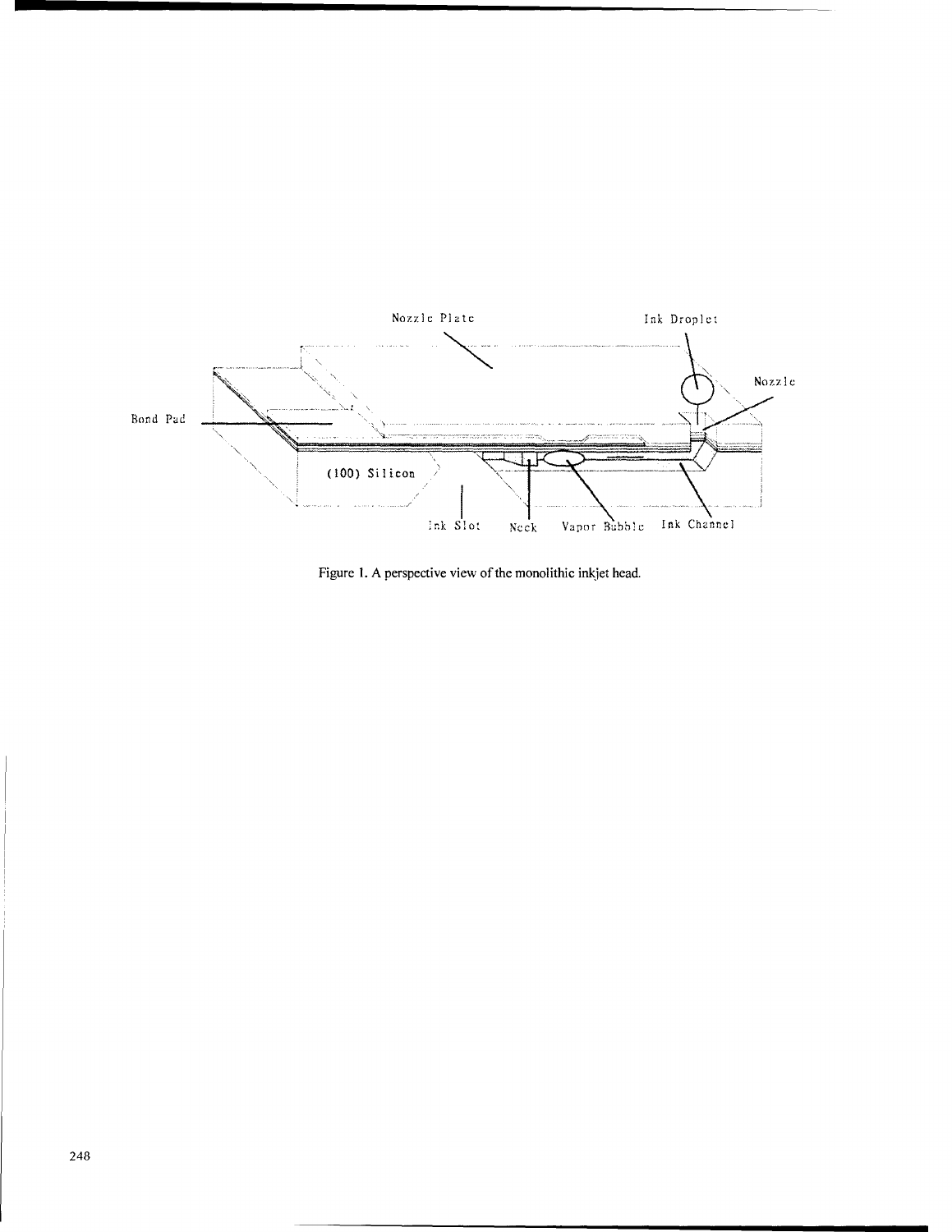Figure 1. A perspective view of the monolithic inkjet head.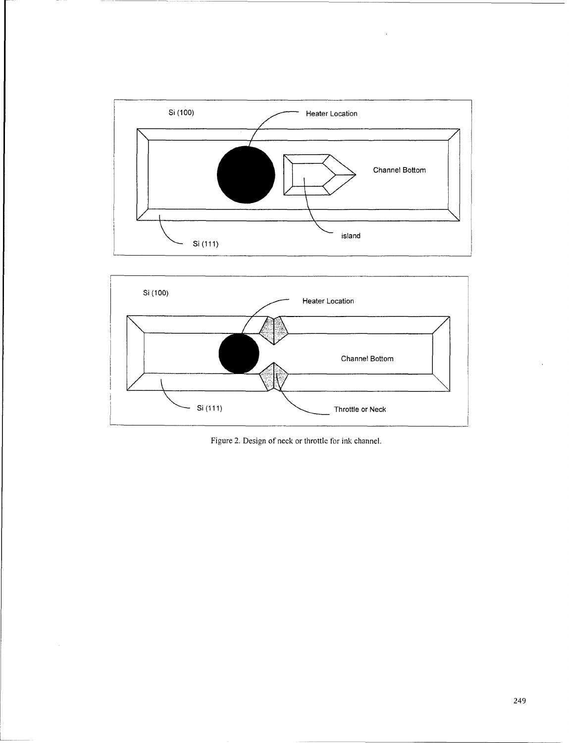Figure 2. Design of neck or throttle for ink channel.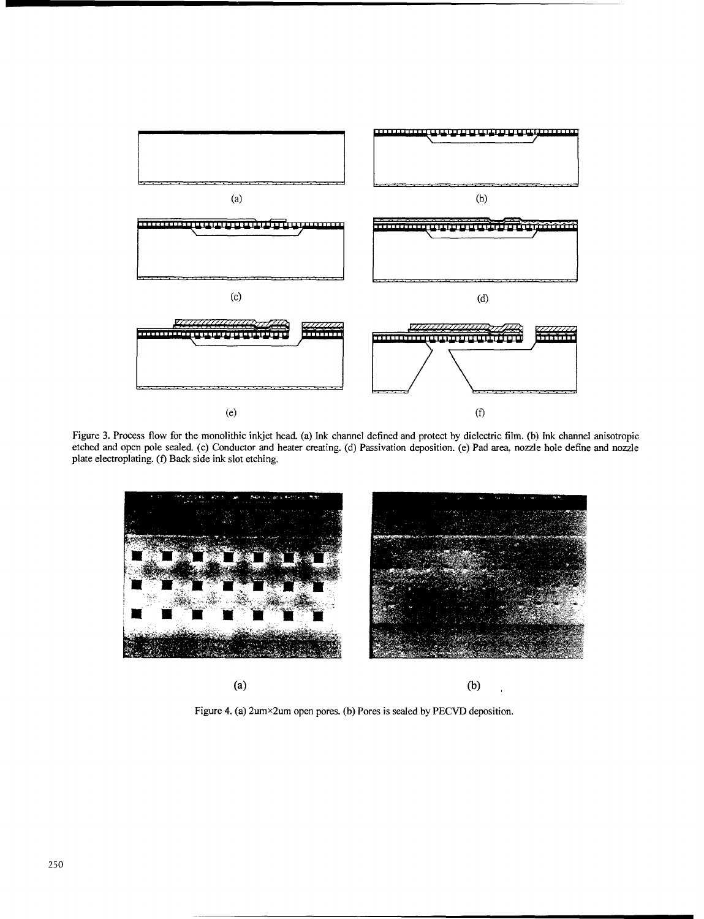(a)

(b)

(c)

(d)

(e)

(f)

Figure 3. Process flow for the monolithic inkjet head. (a) Ink channel defined and protect by dielectric film. (b) Ink channel anisotropic etched and open pole sealed. (c) Conductor and heater creating. (d) Passivation deposition. (e) Pad area, nozzle hole define and nozzle plate electroplating. (f) Back side ink slot etching.

(a)

(b)

Figure 4. (a) 2um×2um open pores. (b) Pores is sealed by PECVD deposition.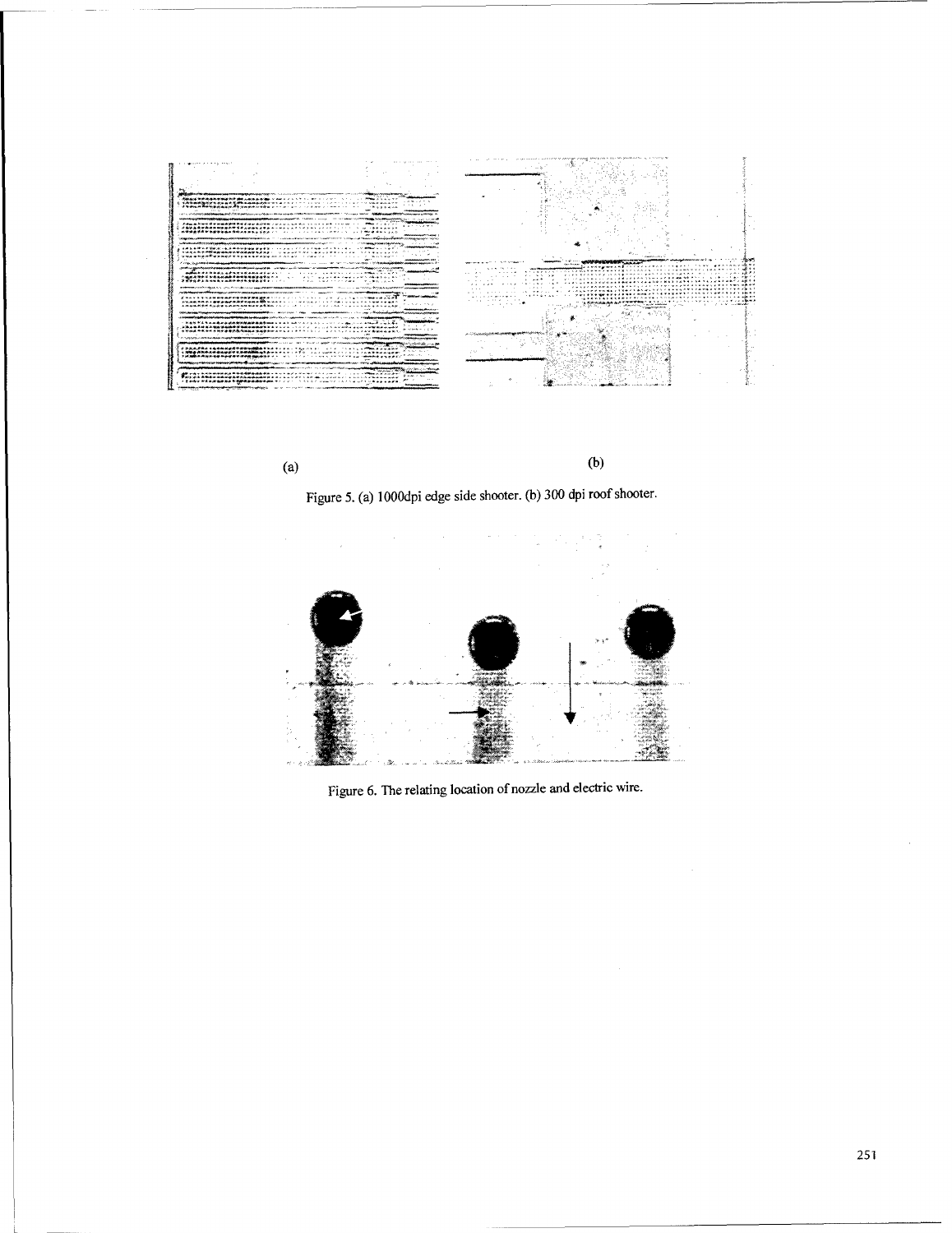(a) (b)

Figure 5. (a) 1000dpi edge side shooter. (b) 300 dpi roof shooter.

Figure 6. The relating location of nozzle and electric wire.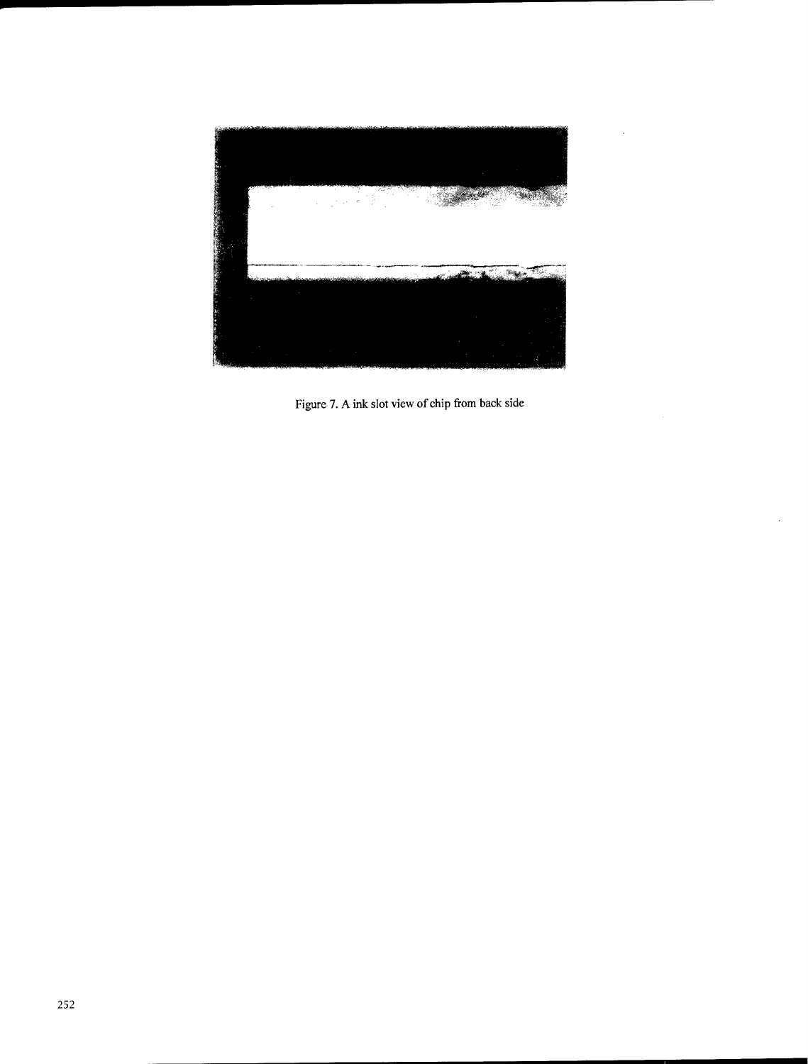Figure 7. A ink slot view of chip from back side